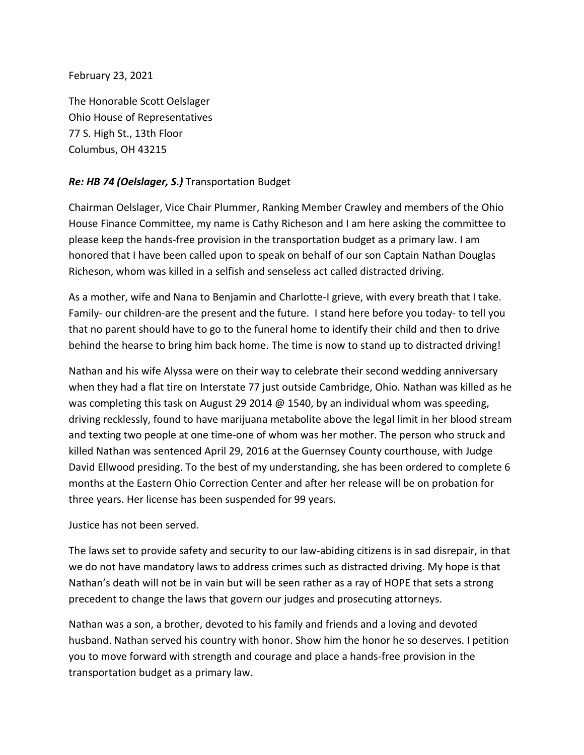February 23, 2021

The Honorable Scott Oelslager
Ohio House of Representatives
77 S. High St., 13th Floor
Columbus, OH 43215

***Re: HB 74 (Oelslager, S.)*** Transportation Budget

Chairman Oelslager, Vice Chair Plummer, Ranking Member Crawley and members of the Ohio House Finance Committee, my name is Cathy Richeson and I am here asking the committee to please keep the hands-free provision in the transportation budget as a primary law. I am honored that I have been called upon to speak on behalf of our son Captain Nathan Douglas Richeson, whom was killed in a selfish and senseless act called distracted driving.

As a mother, wife and Nana to Benjamin and Charlotte-I grieve, with every breath that I take. Family- our children-are the present and the future. I stand here before you today- to tell you that no parent should have to go to the funeral home to identify their child and then to drive behind the hearse to bring him back home. The time is now to stand up to distracted driving!

Nathan and his wife Alyssa were on their way to celebrate their second wedding anniversary when they had a flat tire on Interstate 77 just outside Cambridge, Ohio. Nathan was killed as he was completing this task on August 29 2014 @ 1540, by an individual whom was speeding, driving recklessly, found to have marijuana metabolite above the legal limit in her blood stream and texting two people at one time-one of whom was her mother. The person who struck and killed Nathan was sentenced April 29, 2016 at the Guernsey County courthouse, with Judge David Ellwood presiding. To the best of my understanding, she has been ordered to complete 6 months at the Eastern Ohio Correction Center and after her release will be on probation for three years. Her license has been suspended for 99 years.

Justice has not been served.

The laws set to provide safety and security to our law-abiding citizens is in sad disrepair, in that we do not have mandatory laws to address crimes such as distracted driving. My hope is that Nathan's death will not be in vain but will be seen rather as a ray of HOPE that sets a strong precedent to change the laws that govern our judges and prosecuting attorneys.

Nathan was a son, a brother, devoted to his family and friends and a loving and devoted husband. Nathan served his country with honor. Show him the honor he so deserves. I petition you to move forward with strength and courage and place a hands-free provision in the transportation budget as a primary law.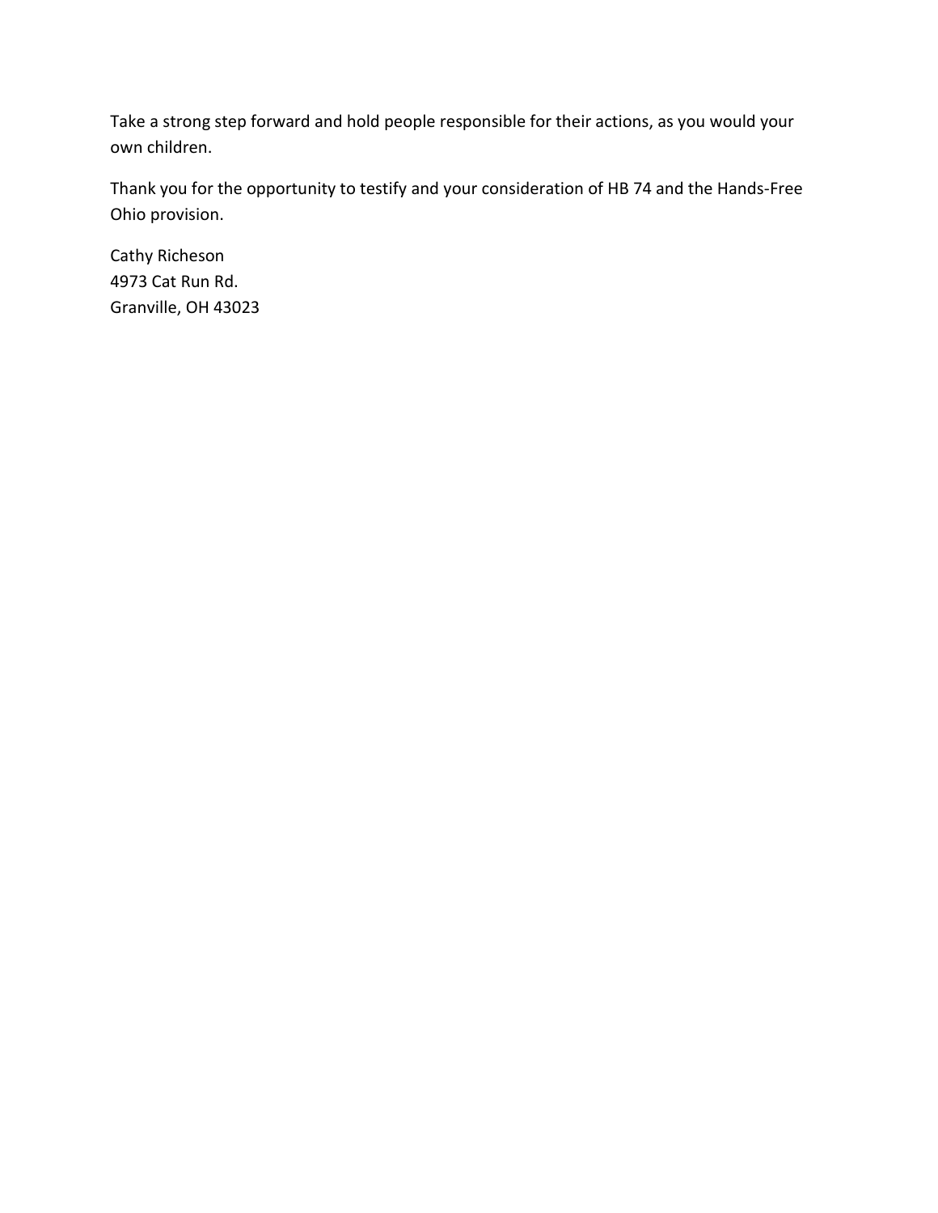Take a strong step forward and hold people responsible for their actions, as you would your own children.

Thank you for the opportunity to testify and your consideration of HB 74 and the Hands-Free Ohio provision.

Cathy Richeson  
4973 Cat Run Rd.  
Granville, OH 43023